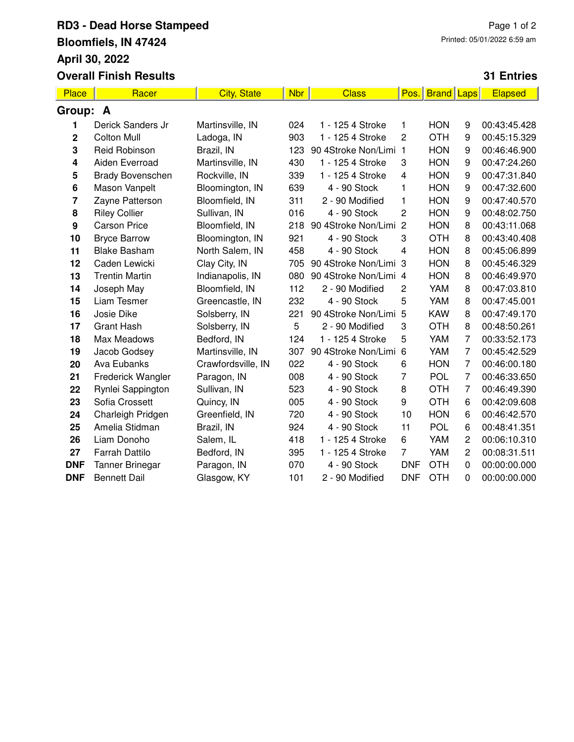# RD3 - Dead Horse Stampeed

## Bloomfiels, IN 47424

## April 30, 2022

Printed: 05/01/2022 6:59 am

## Overall Finish Results

**31 Entries**

| Place | Racer | City, State | Nbr | Class | Pos. | Brand | Laps | Elapsed |
|---|---|---|---|---|---|---|---|---|
| **Group: A** | | | | | | | | |
| **1** | Derick Sanders Jr | Martinsville, IN | 024 | 1 - 125 4 Stroke | 1 | HON | 9 | 00:43:45.428 |
| **2** | Colton Mull | Ladoga, IN | 903 | 1 - 125 4 Stroke | 2 | OTH | 9 | 00:45:15.329 |
| **3** | Reid Robinson | Brazil, IN | 123 | 90 4Stroke Non/Limi | 1 | HON | 9 | 00:46:46.900 |
| **4** | Aiden Everroad | Martinsville, IN | 430 | 1 - 125 4 Stroke | 3 | HON | 9 | 00:47:24.260 |
| **5** | Brady Bovenschen | Rockville, IN | 339 | 1 - 125 4 Stroke | 4 | HON | 9 | 00:47:31.840 |
| **6** | Mason Vanpelt | Bloomington, IN | 639 | 4 - 90 Stock | 1 | HON | 9 | 00:47:32.600 |
| **7** | Zayne Patterson | Bloomfield, IN | 311 | 2 - 90 Modified | 1 | HON | 9 | 00:47:40.570 |
| **8** | Riley Collier | Sullivan, IN | 016 | 4 - 90 Stock | 2 | HON | 9 | 00:48:02.750 |
| **9** | Carson Price | Bloomfield, IN | 218 | 90 4Stroke Non/Limi | 2 | HON | 8 | 00:43:11.068 |
| **10** | Bryce Barrow | Bloomington, IN | 921 | 4 - 90 Stock | 3 | OTH | 8 | 00:43:40.408 |
| **11** | Blake Basham | North Salem, IN | 458 | 4 - 90 Stock | 4 | HON | 8 | 00:45:06.899 |
| **12** | Caden Lewicki | Clay City, IN | 705 | 90 4Stroke Non/Limi | 3 | HON | 8 | 00:45:46.329 |
| **13** | Trentin Martin | Indianapolis, IN | 080 | 90 4Stroke Non/Limi | 4 | HON | 8 | 00:46:49.970 |
| **14** | Joseph May | Bloomfield, IN | 112 | 2 - 90 Modified | 2 | YAM | 8 | 00:47:03.810 |
| **15** | Liam Tesmer | Greencastle, IN | 232 | 4 - 90 Stock | 5 | YAM | 8 | 00:47:45.001 |
| **16** | Josie Dike | Solsberry, IN | 221 | 90 4Stroke Non/Limi | 5 | KAW | 8 | 00:47:49.170 |
| **17** | Grant Hash | Solsberry, IN | 5 | 2 - 90 Modified | 3 | OTH | 8 | 00:48:50.261 |
| **18** | Max Meadows | Bedford, IN | 124 | 1 - 125 4 Stroke | 5 | YAM | 7 | 00:33:52.173 |
| **19** | Jacob Godsey | Martinsville, IN | 307 | 90 4Stroke Non/Limi | 6 | YAM | 7 | 00:45:42.529 |
| **20** | Ava Eubanks | Crawfordsville, IN | 022 | 4 - 90 Stock | 6 | HON | 7 | 00:46:00.180 |
| **21** | Frederick Wangler | Paragon, IN | 008 | 4 - 90 Stock | 7 | POL | 7 | 00:46:33.650 |
| **22** | Rynlei Sappington | Sullivan, IN | 523 | 4 - 90 Stock | 8 | OTH | 7 | 00:46:49.390 |
| **23** | Sofia Crossett | Quincy, IN | 005 | 4 - 90 Stock | 9 | OTH | 6 | 00:42:09.608 |
| **24** | Charleigh Pridgen | Greenfield, IN | 720 | 4 - 90 Stock | 10 | HON | 6 | 00:46:42.570 |
| **25** | Amelia Stidman | Brazil, IN | 924 | 4 - 90 Stock | 11 | POL | 6 | 00:48:41.351 |
| **26** | Liam Donoho | Salem, IL | 418 | 1 - 125 4 Stroke | 6 | YAM | 2 | 00:06:10.310 |
| **27** | Farrah Dattilo | Bedford, IN | 395 | 1 - 125 4 Stroke | 7 | YAM | 2 | 00:08:31.511 |
| **DNF** | Tanner Brinegar | Paragon, IN | 070 | 4 - 90 Stock | DNF | OTH | 0 | 00:00:00.000 |
| **DNF** | Bennett Dail | Glasgow, KY | 101 | 2 - 90 Modified | DNF | OTH | 0 | 00:00:00.000 |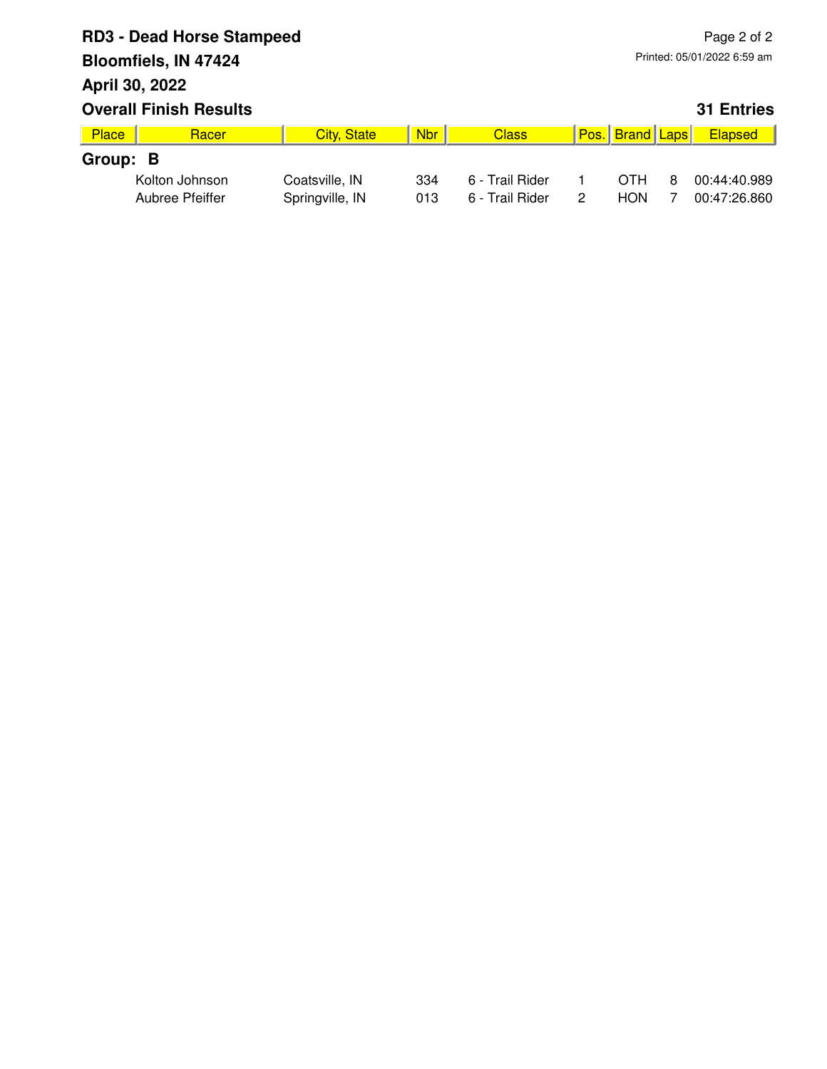## RD3 - Dead Horse Stampeed

**Bloomfiels, IN 47424**

**April 30, 2022**

Printed: 05/01/2022 6:59 am

**Overall Finish Results**

**31 Entries**

| Place | Racer | City, State | Nbr | Class | Pos. | Brand | Laps | Elapsed |
|---|---|---|---|---|---|---|---|---|
| **Group: B** | | | | | | | | |
| | Kolton Johnson | Coatsville, IN | 334 | 6 - Trail Rider | 1 | OTH | 8 | 00:44:40.989 |
| | Aubree Pfeiffer | Springville, IN | 013 | 6 - Trail Rider | 2 | HON | 7 | 00:47:26.860 |